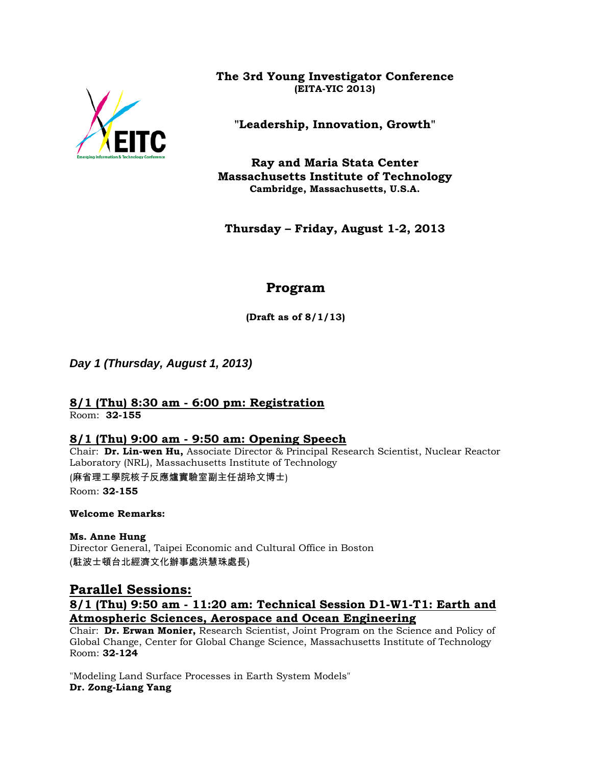# The 3rd Young Investigator Conference
**(EITA-YIC 2013)**

**"Leadership, Innovation, Growth"**

**Ray and Maria Stata Center**
**Massachusetts Institute of Technology**
**Cambridge, Massachusetts, U.S.A.**

**Thursday – Friday, August 1-2, 2013**

## Program

**(Draft as of 8/1/13)**

### *Day 1 (Thursday, August 1, 2013)*

**8/1 (Thu) 8:30 am - 6:00 pm: Registration**
Room: **32-155**

**8/1 (Thu) 9:00 am - 9:50 am: Opening Speech**
Chair: **Dr. Lin-wen Hu,** Associate Director & Principal Research Scientist, Nuclear Reactor Laboratory (NRL), Massachusetts Institute of Technology
(麻省理工學院核子反應爐實驗室副主任胡玲文博士)
Room: **32-155**

**Welcome Remarks:**

**Ms. Anne Hung**
Director General, Taipei Economic and Cultural Office in Boston
(駐波士頓台北經濟文化辦事處洪慧珠處長)

## Parallel Sessions:

**8/1 (Thu) 9:50 am - 11:20 am: Technical Session D1-W1-T1: Earth and Atmospheric Sciences, Aerospace and Ocean Engineering**
Chair: **Dr. Erwan Monier,** Research Scientist, Joint Program on the Science and Policy of Global Change, Center for Global Change Science, Massachusetts Institute of Technology
Room: **32-124**

"Modeling Land Surface Processes in Earth System Models"
**Dr. Zong-Liang Yang**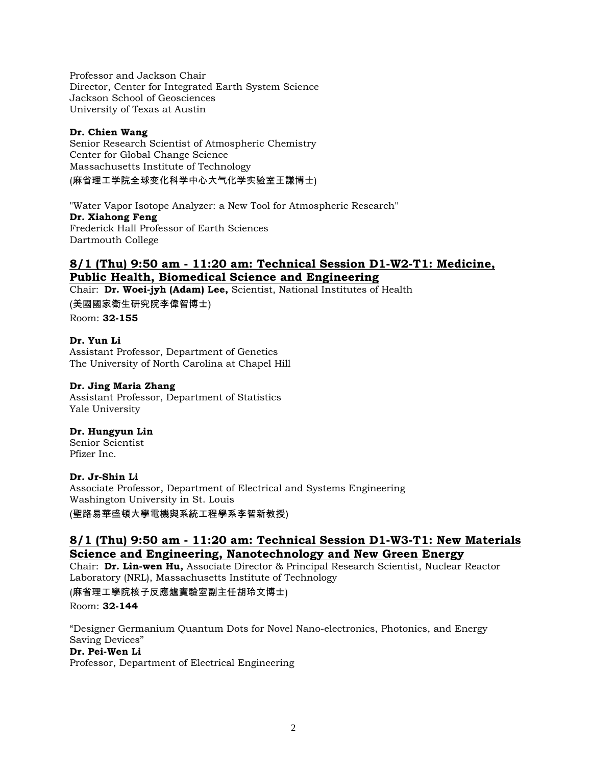Professor and Jackson Chair
Director, Center for Integrated Earth System Science
Jackson School of Geosciences
University of Texas at Austin

**Dr. Chien Wang**
Senior Research Scientist of Atmospheric Chemistry
Center for Global Change Science
Massachusetts Institute of Technology
(麻省理工学院全球变化科学中心大气化学实验室王謙博士)

"Water Vapor Isotope Analyzer: a New Tool for Atmospheric Research"
**Dr. Xiahong Feng**
Frederick Hall Professor of Earth Sciences
Dartmouth College

## 8/1 (Thu) 9:50 am - 11:20 am: Technical Session D1-W2-T1: Medicine, Public Health, Biomedical Science and Engineering

Chair: **Dr. Woei-jyh (Adam) Lee,** Scientist, National Institutes of Health
(美國國家衛生研究院李偉智博士)
Room: **32-155**

**Dr. Yun Li**
Assistant Professor, Department of Genetics
The University of North Carolina at Chapel Hill

**Dr. Jing Maria Zhang**
Assistant Professor, Department of Statistics
Yale University

**Dr. Hungyun Lin**
Senior Scientist
Pfizer Inc.

**Dr. Jr-Shin Li**
Associate Professor, Department of Electrical and Systems Engineering
Washington University in St. Louis
(聖路易華盛頓大學電機與系統工程學系李智新教授)

## 8/1 (Thu) 9:50 am - 11:20 am: Technical Session D1-W3-T1: New Materials Science and Engineering, Nanotechnology and New Green Energy

Chair: **Dr. Lin-wen Hu,** Associate Director & Principal Research Scientist, Nuclear Reactor Laboratory (NRL), Massachusetts Institute of Technology
(麻省理工學院核子反應爐實驗室副主任胡玲文博士)
Room: **32-144**

"Designer Germanium Quantum Dots for Novel Nano-electronics, Photonics, and Energy Saving Devices"
**Dr. Pei-Wen Li**
Professor, Department of Electrical Engineering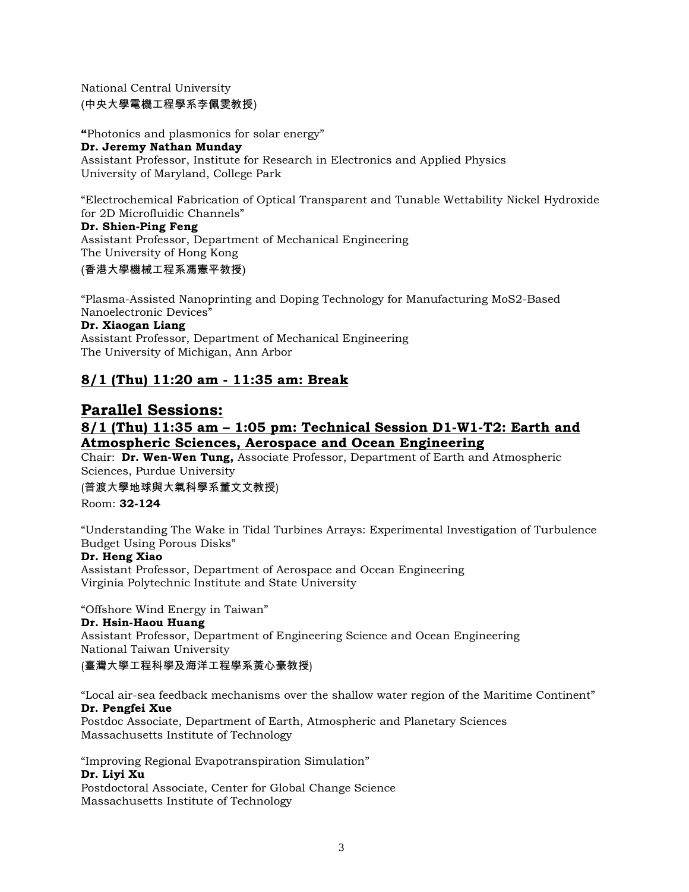National Central University
(中央大學電機工程學系李佩雯教授)

"Photonics and plasmonics for solar energy"
**Dr. Jeremy Nathan Munday**
Assistant Professor, Institute for Research in Electronics and Applied Physics
University of Maryland, College Park

"Electrochemical Fabrication of Optical Transparent and Tunable Wettability Nickel Hydroxide for 2D Microfluidic Channels"
**Dr. Shien-Ping Feng**
Assistant Professor, Department of Mechanical Engineering
The University of Hong Kong
(香港大學機械工程系馮憲平教授)

"Plasma-Assisted Nanoprinting and Doping Technology for Manufacturing $MoS_2$-Based Nanoelectronic Devices"
**Dr. Xiaogan Liang**
Assistant Professor, Department of Mechanical Engineering
The University of Michigan, Ann Arbor

## 8/1 (Thu) 11:20 am - 11:35 am: Break

# Parallel Sessions:

## 8/1 (Thu) 11:35 am – 1:05 pm: Technical Session D1-W1-T2: Earth and Atmospheric Sciences, Aerospace and Ocean Engineering

Chair: **Dr. Wen-Wen Tung,** Associate Professor, Department of Earth and Atmospheric Sciences, Purdue University
(普渡大學地球與大氣科學系董文文教授)
Room: **32-124**

"Understanding The Wake in Tidal Turbines Arrays: Experimental Investigation of Turbulence Budget Using Porous Disks"
**Dr. Heng Xiao**
Assistant Professor, Department of Aerospace and Ocean Engineering
Virginia Polytechnic Institute and State University

"Offshore Wind Energy in Taiwan"
**Dr. Hsin-Haou Huang**
Assistant Professor, Department of Engineering Science and Ocean Engineering
National Taiwan University
(臺灣大學工程科學及海洋工程學系黃心豪教授)

"Local air-sea feedback mechanisms over the shallow water region of the Maritime Continent"
**Dr. Pengfei Xue**
Postdoc Associate, Department of Earth, Atmospheric and Planetary Sciences
Massachusetts Institute of Technology

"Improving Regional Evapotranspiration Simulation"
**Dr. Liyi Xu**
Postdoctoral Associate, Center for Global Change Science
Massachusetts Institute of Technology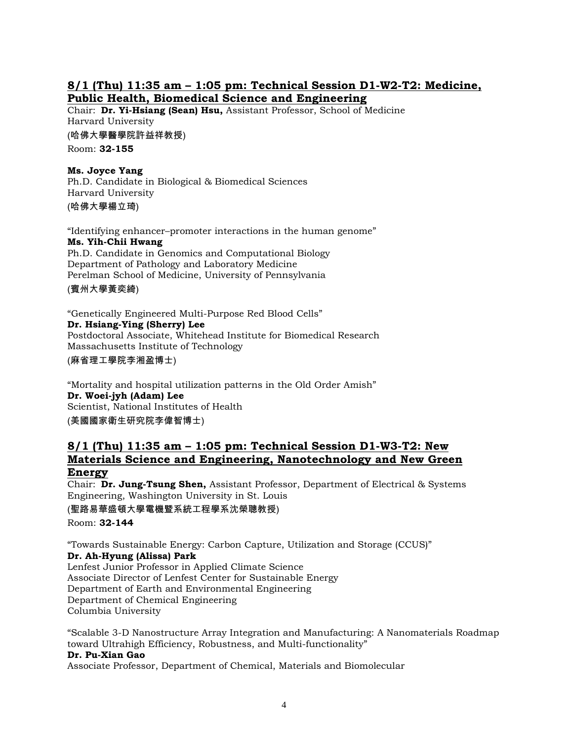## 8/1 (Thu) 11:35 am – 1:05 pm: Technical Session D1-W2-T2: Medicine, Public Health, Biomedical Science and Engineering

Chair: **Dr. Yi-Hsiang (Sean) Hsu,** Assistant Professor, School of Medicine
Harvard University
(哈佛大學醫學院許益祥教授)
Room: **32-155**

**Ms. Joyce Yang**
Ph.D. Candidate in Biological & Biomedical Sciences
Harvard University
(哈佛大學楊立琦)

"Identifying enhancer–promoter interactions in the human genome"
**Ms. Yih-Chii Hwang**
Ph.D. Candidate in Genomics and Computational Biology
Department of Pathology and Laboratory Medicine
Perelman School of Medicine, University of Pennsylvania
(賓州大學黃奕綺)

"Genetically Engineered Multi-Purpose Red Blood Cells"
**Dr. Hsiang-Ying (Sherry) Lee**
Postdoctoral Associate, Whitehead Institute for Biomedical Research
Massachusetts Institute of Technology
(麻省理工學院李湘盈博士)

"Mortality and hospital utilization patterns in the Old Order Amish"
**Dr. Woei-jyh (Adam) Lee**
Scientist, National Institutes of Health
(美國國家衛生研究院李偉智博士)

## 8/1 (Thu) 11:35 am – 1:05 pm: Technical Session D1-W3-T2: New Materials Science and Engineering, Nanotechnology and New Green Energy

Chair: **Dr. Jung-Tsung Shen,** Assistant Professor, Department of Electrical & Systems Engineering, Washington University in St. Louis
(聖路易華盛頓大學電機暨系統工程學系沈榮聰教授)
Room: **32-144**

"Towards Sustainable Energy: Carbon Capture, Utilization and Storage (CCUS)"
**Dr. Ah-Hyung (Alissa) Park**
Lenfest Junior Professor in Applied Climate Science
Associate Director of Lenfest Center for Sustainable Energy
Department of Earth and Environmental Engineering
Department of Chemical Engineering
Columbia University

"Scalable 3-D Nanostructure Array Integration and Manufacturing: A Nanomaterials Roadmap toward Ultrahigh Efficiency, Robustness, and Multi-functionality"
**Dr. Pu-Xian Gao**
Associate Professor, Department of Chemical, Materials and Biomolecular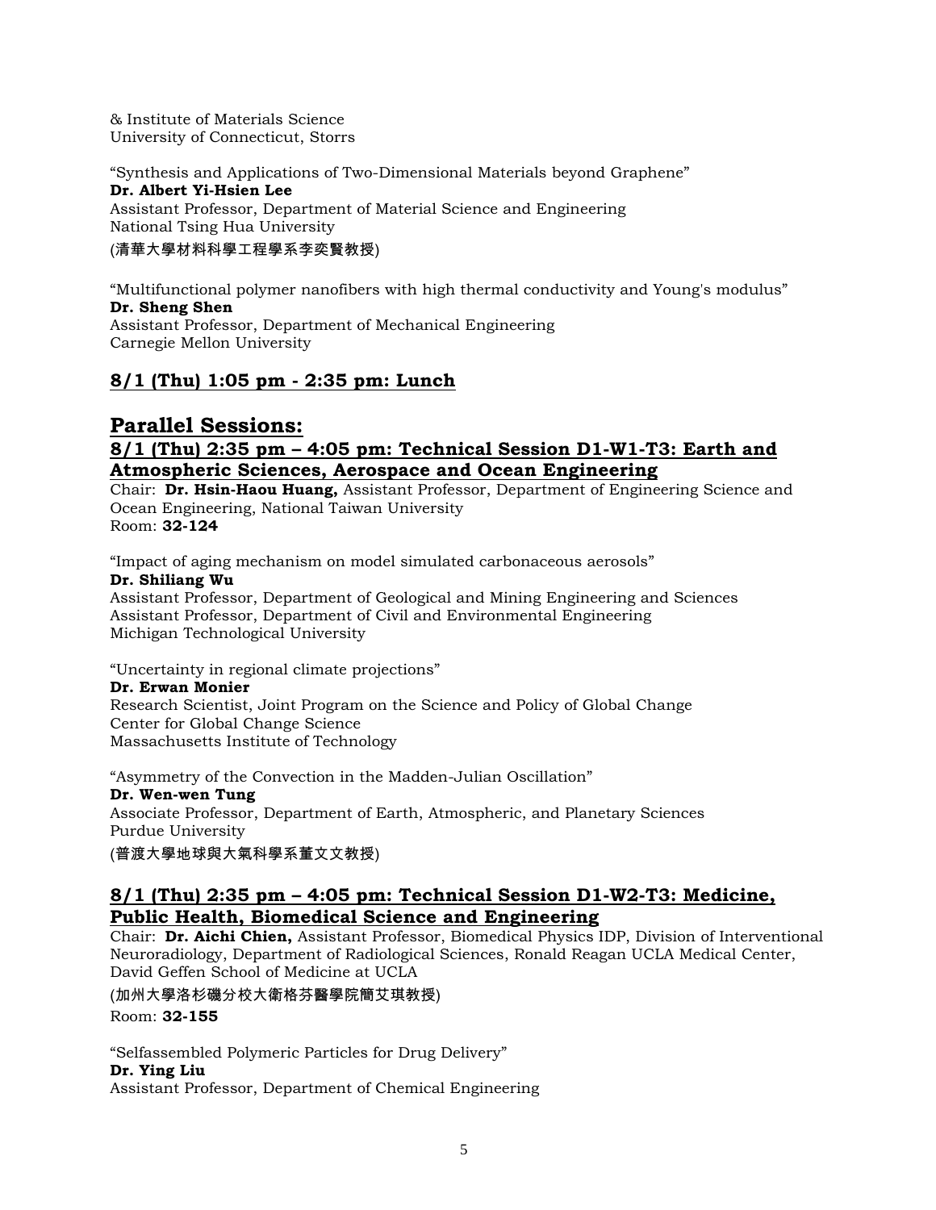& Institute of Materials Science
University of Connecticut, Storrs

"Synthesis and Applications of Two-Dimensional Materials beyond Graphene"
**Dr. Albert Yi-Hsien Lee**
Assistant Professor, Department of Material Science and Engineering
National Tsing Hua University
(清華大學材料科學工程學系李奕賢教授)

"Multifunctional polymer nanofibers with high thermal conductivity and Young's modulus"
**Dr. Sheng Shen**
Assistant Professor, Department of Mechanical Engineering
Carnegie Mellon University

## 8/1 (Thu) 1:05 pm - 2:35 pm: Lunch

# Parallel Sessions:

## 8/1 (Thu) 2:35 pm – 4:05 pm: Technical Session D1-W1-T3: Earth and Atmospheric Sciences, Aerospace and Ocean Engineering

Chair: **Dr. Hsin-Haou Huang,** Assistant Professor, Department of Engineering Science and Ocean Engineering, National Taiwan University
Room: **32-124**

"Impact of aging mechanism on model simulated carbonaceous aerosols"
**Dr. Shiliang Wu**
Assistant Professor, Department of Geological and Mining Engineering and Sciences
Assistant Professor, Department of Civil and Environmental Engineering
Michigan Technological University

"Uncertainty in regional climate projections"
**Dr. Erwan Monier**
Research Scientist, Joint Program on the Science and Policy of Global Change
Center for Global Change Science
Massachusetts Institute of Technology

"Asymmetry of the Convection in the Madden-Julian Oscillation"
**Dr. Wen-wen Tung**
Associate Professor, Department of Earth, Atmospheric, and Planetary Sciences
Purdue University
(普渡大學地球與大氣科學系董文文教授)

## 8/1 (Thu) 2:35 pm – 4:05 pm: Technical Session D1-W2-T3: Medicine, Public Health, Biomedical Science and Engineering

Chair: **Dr. Aichi Chien,** Assistant Professor, Biomedical Physics IDP, Division of Interventional Neuroradiology, Department of Radiological Sciences, Ronald Reagan UCLA Medical Center, David Geffen School of Medicine at UCLA
(加州大學洛杉磯分校大衛格芬醫學院簡艾琪教授)
Room: **32-155**

"Selfassembled Polymeric Particles for Drug Delivery"
**Dr. Ying Liu**
Assistant Professor, Department of Chemical Engineering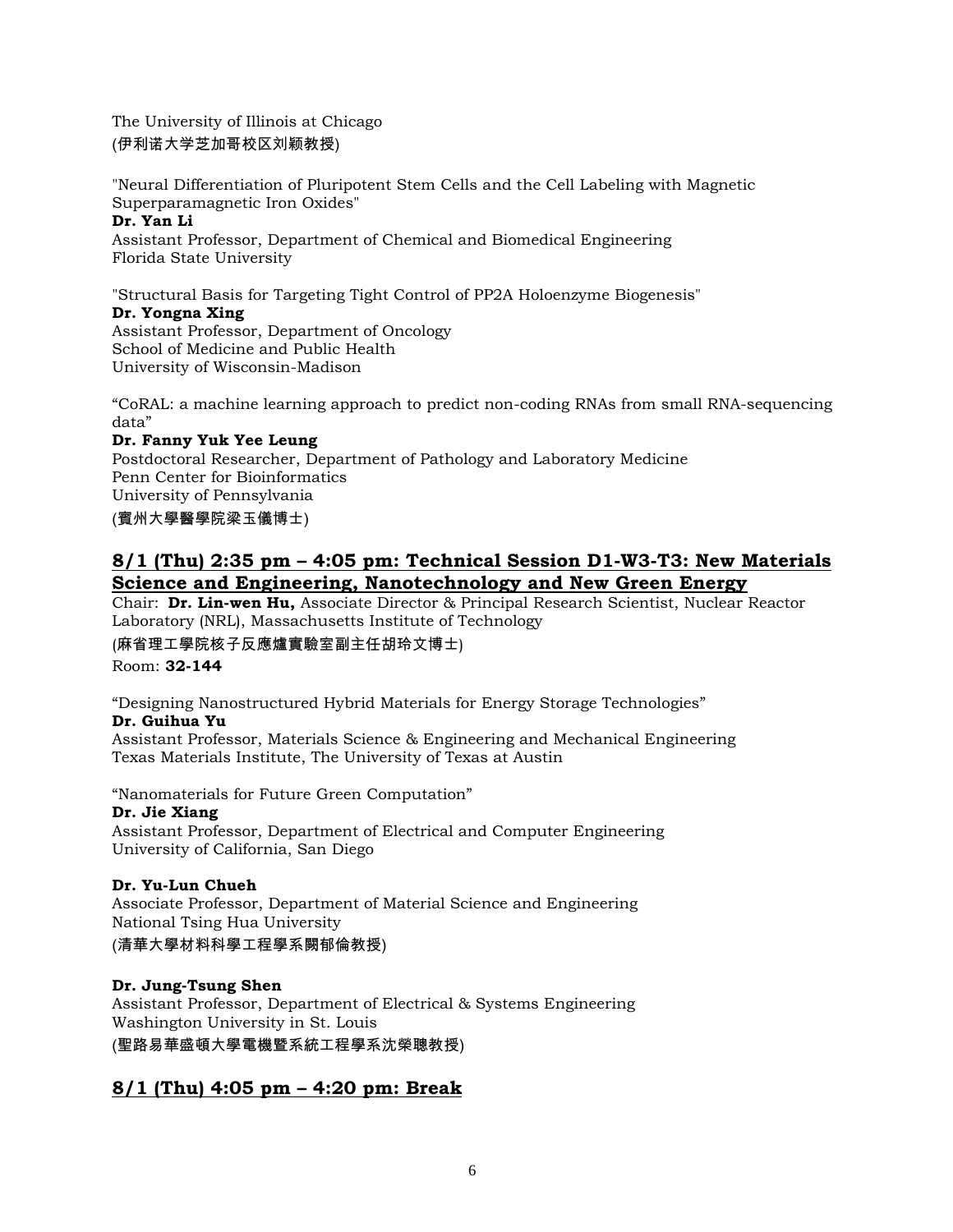The University of Illinois at Chicago
(伊利诺大学芝加哥校区刘颖教授)

"Neural Differentiation of Pluripotent Stem Cells and the Cell Labeling with Magnetic Superparamagnetic Iron Oxides"
**Dr. Yan Li**
Assistant Professor, Department of Chemical and Biomedical Engineering
Florida State University

"Structural Basis for Targeting Tight Control of PP2A Holoenzyme Biogenesis"
**Dr. Yongna Xing**
Assistant Professor, Department of Oncology
School of Medicine and Public Health
University of Wisconsin-Madison

“CoRAL: a machine learning approach to predict non-coding RNAs from small RNA-sequencing data”
**Dr. Fanny Yuk Yee Leung**
Postdoctoral Researcher, Department of Pathology and Laboratory Medicine
Penn Center for Bioinformatics
University of Pennsylvania
(賓州大學醫學院梁玉儀博士)

## 8/1 (Thu) 2:35 pm – 4:05 pm: Technical Session D1-W3-T3: New Materials Science and Engineering, Nanotechnology and New Green Energy

Chair: **Dr. Lin-wen Hu,** Associate Director & Principal Research Scientist, Nuclear Reactor Laboratory (NRL), Massachusetts Institute of Technology
(麻省理工學院核子反應爐實驗室副主任胡玲文博士)
Room: **32-144**

“Designing Nanostructured Hybrid Materials for Energy Storage Technologies”
**Dr. Guihua Yu**
Assistant Professor, Materials Science & Engineering and Mechanical Engineering
Texas Materials Institute, The University of Texas at Austin

“Nanomaterials for Future Green Computation”
**Dr. Jie Xiang**
Assistant Professor, Department of Electrical and Computer Engineering
University of California, San Diego

**Dr. Yu-Lun Chueh**
Associate Professor, Department of Material Science and Engineering
National Tsing Hua University
(清華大學材料科學工程學系闕郁倫教授)

**Dr. Jung-Tsung Shen**
Assistant Professor, Department of Electrical & Systems Engineering
Washington University in St. Louis
(聖路易華盛頓大學電機暨系統工程學系沈榮聰教授)

## 8/1 (Thu) 4:05 pm – 4:20 pm: Break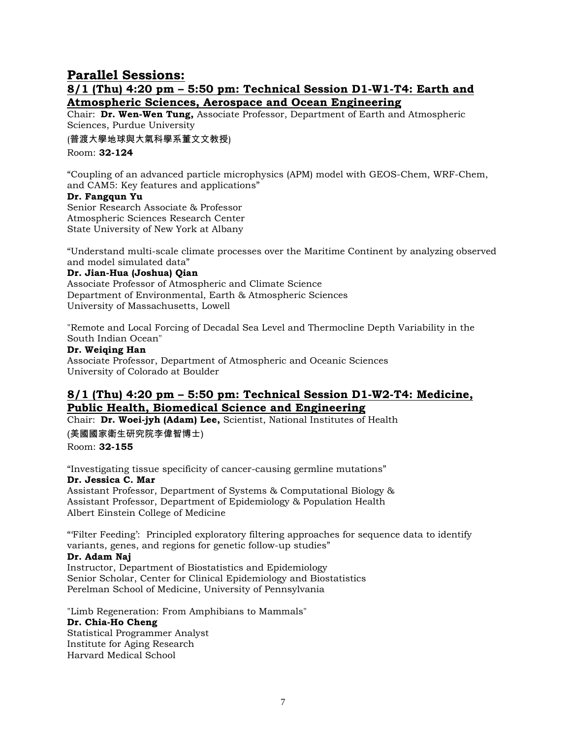## Parallel Sessions:

### 8/1 (Thu) 4:20 pm – 5:50 pm: Technical Session D1-W1-T4: Earth and Atmospheric Sciences, Aerospace and Ocean Engineering

Chair: **Dr. Wen-Wen Tung,** Associate Professor, Department of Earth and Atmospheric Sciences, Purdue University

(普渡大學地球與大氣科學系董文文教授)

Room: **32-124**

"Coupling of an advanced particle microphysics (APM) model with GEOS-Chem, WRF-Chem, and CAM5: Key features and applications"
**Dr. Fangqun Yu**
Senior Research Associate & Professor
Atmospheric Sciences Research Center
State University of New York at Albany

"Understand multi-scale climate processes over the Maritime Continent by analyzing observed and model simulated data"
**Dr. Jian-Hua (Joshua) Qian**
Associate Professor of Atmospheric and Climate Science
Department of Environmental, Earth & Atmospheric Sciences
University of Massachusetts, Lowell

"Remote and Local Forcing of Decadal Sea Level and Thermocline Depth Variability in the South Indian Ocean"
**Dr. Weiqing Han**
Associate Professor, Department of Atmospheric and Oceanic Sciences
University of Colorado at Boulder

### 8/1 (Thu) 4:20 pm – 5:50 pm: Technical Session D1-W2-T4: Medicine, Public Health, Biomedical Science and Engineering

Chair: **Dr. Woei-jyh (Adam) Lee,** Scientist, National Institutes of Health

(美國國家衛生研究院李偉智博士)

Room: **32-155**

"Investigating tissue specificity of cancer-causing germline mutations"
**Dr. Jessica C. Mar**
Assistant Professor, Department of Systems & Computational Biology &
Assistant Professor, Department of Epidemiology & Population Health
Albert Einstein College of Medicine

"'Filter Feeding': Principled exploratory filtering approaches for sequence data to identify variants, genes, and regions for genetic follow-up studies"
**Dr. Adam Naj**
Instructor, Department of Biostatistics and Epidemiology
Senior Scholar, Center for Clinical Epidemiology and Biostatistics
Perelman School of Medicine, University of Pennsylvania

"Limb Regeneration: From Amphibians to Mammals"
**Dr. Chia-Ho Cheng**
Statistical Programmer Analyst
Institute for Aging Research
Harvard Medical School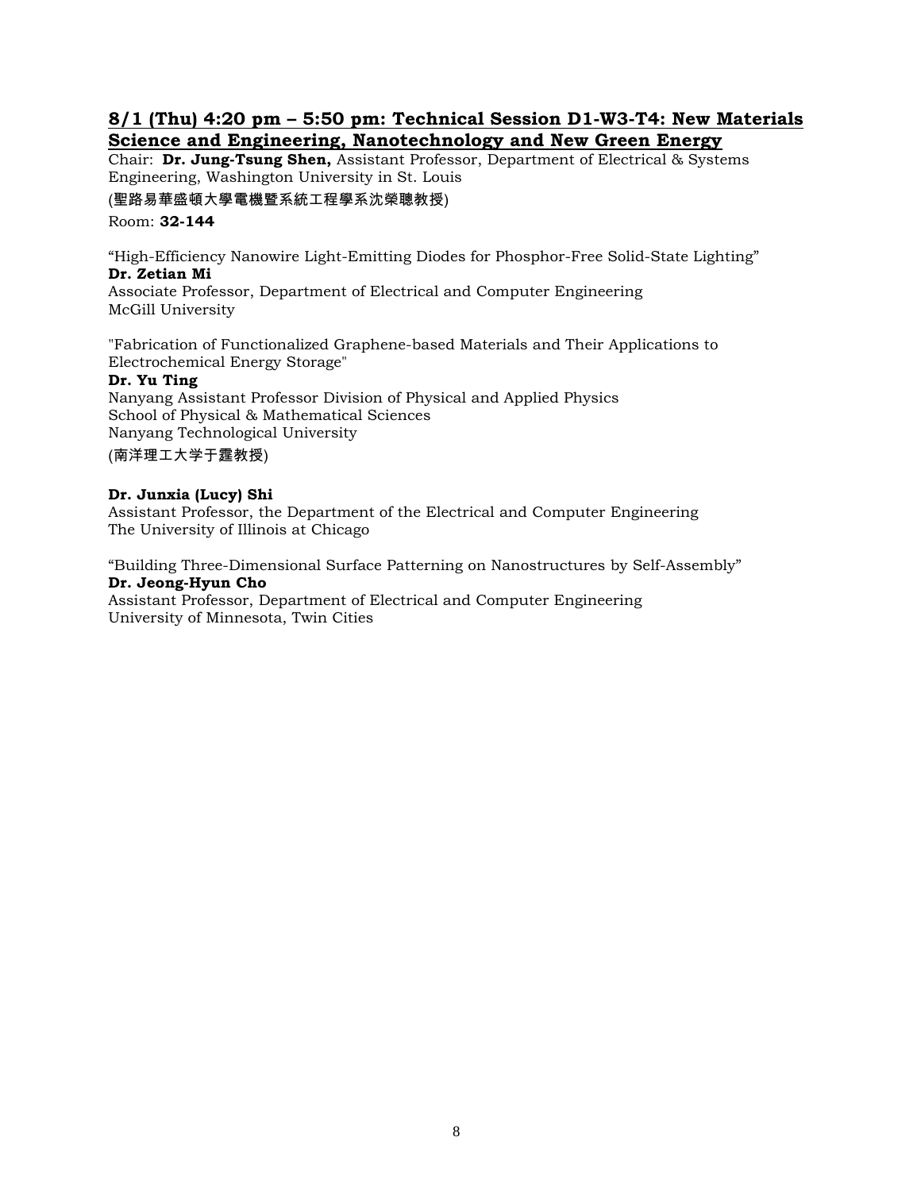## 8/1 (Thu) 4:20 pm – 5:50 pm: Technical Session D1-W3-T4: New Materials Science and Engineering, Nanotechnology and New Green Energy

Chair: **Dr. Jung-Tsung Shen,** Assistant Professor, Department of Electrical & Systems Engineering, Washington University in St. Louis
(聖路易華盛頓大學電機暨系統工程學系沈榮聰教授)

Room: **32-144**

"High-Efficiency Nanowire Light-Emitting Diodes for Phosphor-Free Solid-State Lighting"
**Dr. Zetian Mi**
Associate Professor, Department of Electrical and Computer Engineering
McGill University

"Fabrication of Functionalized Graphene-based Materials and Their Applications to Electrochemical Energy Storage"
**Dr. Yu Ting**
Nanyang Assistant Professor Division of Physical and Applied Physics
School of Physical & Mathematical Sciences
Nanyang Technological University
(南洋理工大学于霆教授)

**Dr. Junxia (Lucy) Shi**
Assistant Professor, the Department of the Electrical and Computer Engineering
The University of Illinois at Chicago

"Building Three-Dimensional Surface Patterning on Nanostructures by Self-Assembly"
**Dr. Jeong-Hyun Cho**
Assistant Professor, Department of Electrical and Computer Engineering
University of Minnesota, Twin Cities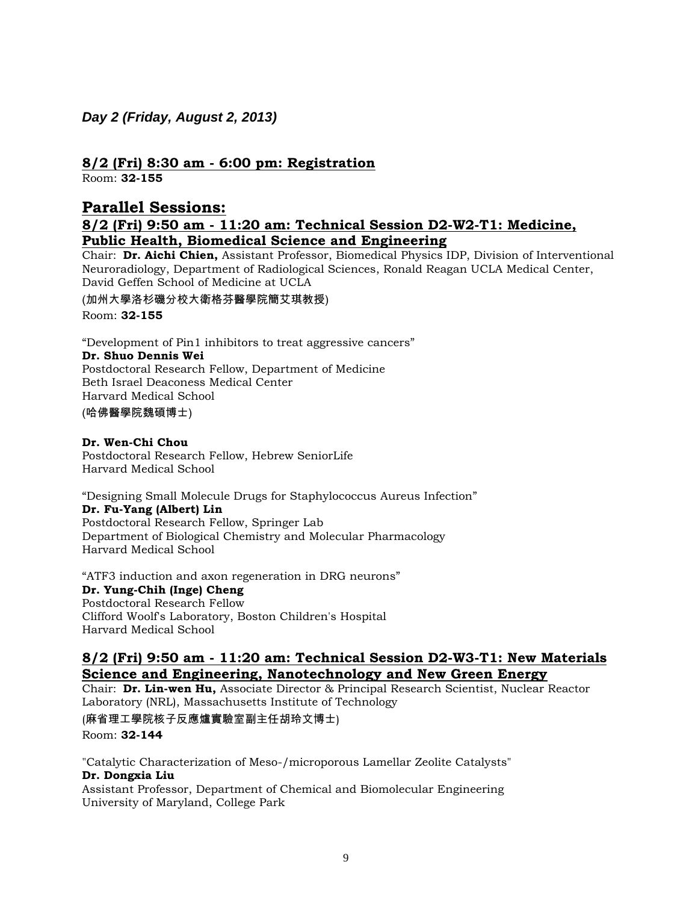***Day 2 (Friday, August 2, 2013)***

### 8/2 (Fri) 8:30 am - 6:00 pm: Registration

Room: **32-155**

## Parallel Sessions:

### 8/2 (Fri) 9:50 am - 11:20 am: Technical Session D2-W2-T1: Medicine, Public Health, Biomedical Science and Engineering

Chair: **Dr. Aichi Chien,** Assistant Professor, Biomedical Physics IDP, Division of Interventional Neuroradiology, Department of Radiological Sciences, Ronald Reagan UCLA Medical Center, David Geffen School of Medicine at UCLA

(加州大學洛杉磯分校大衛格芬醫學院簡艾琪教授)

Room: **32-155**

"Development of Pin1 inhibitors to treat aggressive cancers"
**Dr. Shuo Dennis Wei**
Postdoctoral Research Fellow, Department of Medicine
Beth Israel Deaconess Medical Center
Harvard Medical School
(哈佛醫學院魏碩博士)

**Dr. Wen-Chi Chou**
Postdoctoral Research Fellow, Hebrew SeniorLife
Harvard Medical School

"Designing Small Molecule Drugs for Staphylococcus Aureus Infection"
**Dr. Fu-Yang (Albert) Lin**
Postdoctoral Research Fellow, Springer Lab
Department of Biological Chemistry and Molecular Pharmacology
Harvard Medical School

"ATF3 induction and axon regeneration in DRG neurons"
**Dr. Yung-Chih (Inge) Cheng**
Postdoctoral Research Fellow
Clifford Woolf's Laboratory, Boston Children's Hospital
Harvard Medical School

### 8/2 (Fri) 9:50 am - 11:20 am: Technical Session D2-W3-T1: New Materials Science and Engineering, Nanotechnology and New Green Energy

Chair: **Dr. Lin-wen Hu,** Associate Director & Principal Research Scientist, Nuclear Reactor Laboratory (NRL), Massachusetts Institute of Technology

(麻省理工學院核子反應爐實驗室副主任胡玲文博士)

Room: **32-144**

"Catalytic Characterization of Meso-/microporous Lamellar Zeolite Catalysts"
**Dr. Dongxia Liu**
Assistant Professor, Department of Chemical and Biomolecular Engineering
University of Maryland, College Park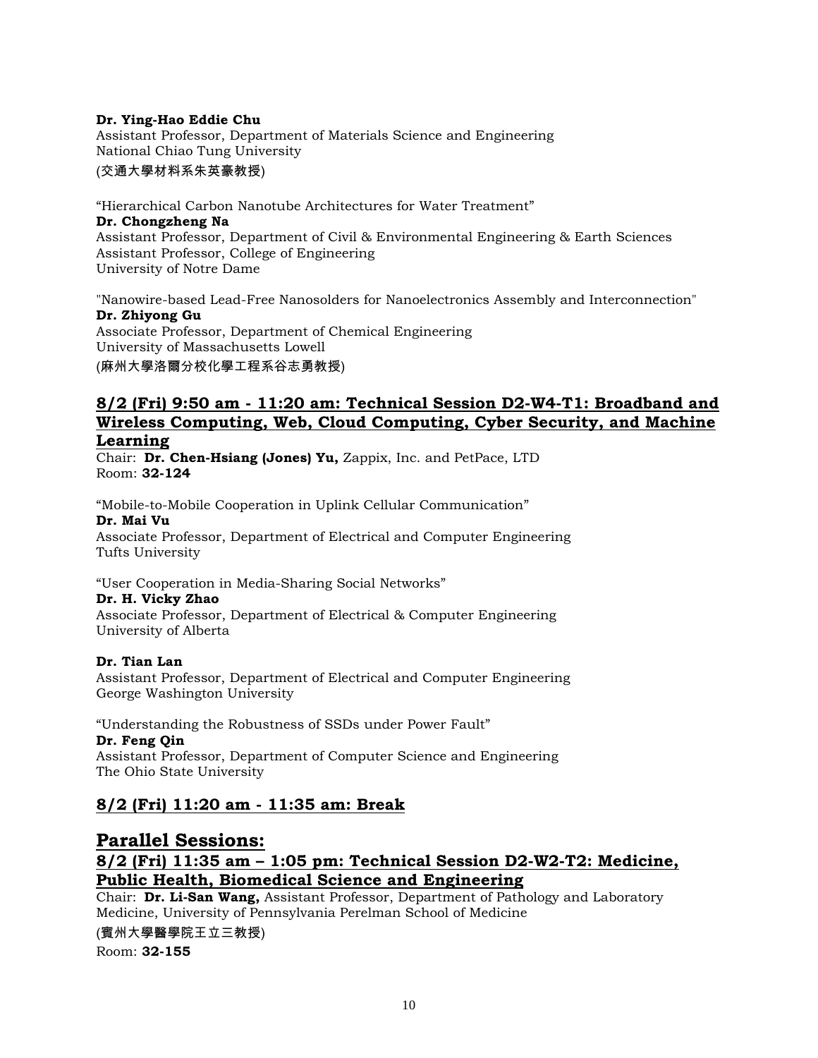**Dr. Ying-Hao Eddie Chu**
Assistant Professor, Department of Materials Science and Engineering
National Chiao Tung University
(交通大學材料系朱英豪教授)

"Hierarchical Carbon Nanotube Architectures for Water Treatment"
**Dr. Chongzheng Na**
Assistant Professor, Department of Civil & Environmental Engineering & Earth Sciences
Assistant Professor, College of Engineering
University of Notre Dame

"Nanowire-based Lead-Free Nanosolders for Nanoelectronics Assembly and Interconnection"
**Dr. Zhiyong Gu**
Associate Professor, Department of Chemical Engineering
University of Massachusetts Lowell
(麻州大學洛爾分校化學工程系谷志勇教授)

## 8/2 (Fri) 9:50 am - 11:20 am: Technical Session D2-W4-T1: Broadband and Wireless Computing, Web, Cloud Computing, Cyber Security, and Machine Learning

Chair: **Dr. Chen-Hsiang (Jones) Yu,** Zappix, Inc. and PetPace, LTD
Room: **32-124**

"Mobile-to-Mobile Cooperation in Uplink Cellular Communication"
**Dr. Mai Vu**
Associate Professor, Department of Electrical and Computer Engineering
Tufts University

"User Cooperation in Media-Sharing Social Networks"
**Dr. H. Vicky Zhao**
Associate Professor, Department of Electrical & Computer Engineering
University of Alberta

**Dr. Tian Lan**
Assistant Professor, Department of Electrical and Computer Engineering
George Washington University

"Understanding the Robustness of SSDs under Power Fault"
**Dr. Feng Qin**
Assistant Professor, Department of Computer Science and Engineering
The Ohio State University

## 8/2 (Fri) 11:20 am - 11:35 am: Break

# Parallel Sessions:

## 8/2 (Fri) 11:35 am – 1:05 pm: Technical Session D2-W2-T2: Medicine, Public Health, Biomedical Science and Engineering

Chair: **Dr. Li-San Wang,** Assistant Professor, Department of Pathology and Laboratory Medicine, University of Pennsylvania Perelman School of Medicine
(賓州大學醫學院王立三教授)
Room: **32-155**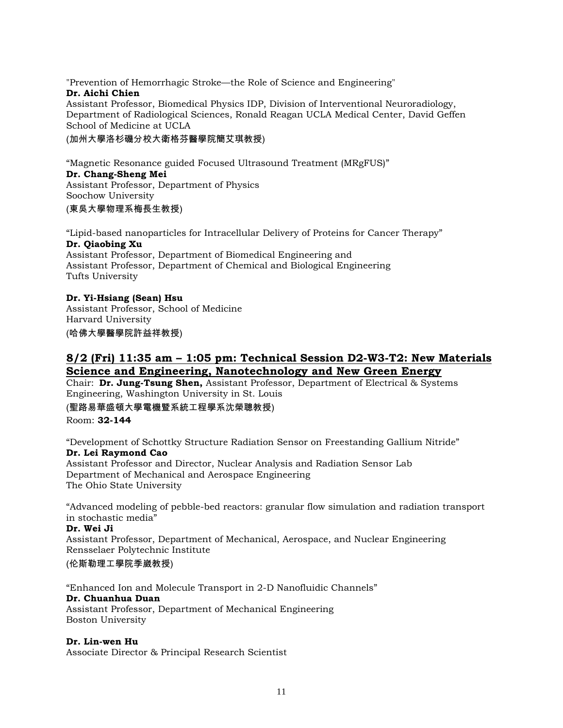"Prevention of Hemorrhagic Stroke—the Role of Science and Engineering"
**Dr. Aichi Chien**
Assistant Professor, Biomedical Physics IDP, Division of Interventional Neuroradiology, Department of Radiological Sciences, Ronald Reagan UCLA Medical Center, David Geffen School of Medicine at UCLA
(加州大學洛杉磯分校大衛格芬醫學院簡艾琪教授)

"Magnetic Resonance guided Focused Ultrasound Treatment (MRgFUS)"
**Dr. Chang-Sheng Mei**
Assistant Professor, Department of Physics
Soochow University
(東吳大學物理系梅長生教授)

"Lipid-based nanoparticles for Intracellular Delivery of Proteins for Cancer Therapy"
**Dr. Qiaobing Xu**
Assistant Professor, Department of Biomedical Engineering and
Assistant Professor, Department of Chemical and Biological Engineering
Tufts University

**Dr. Yi-Hsiang (Sean) Hsu**
Assistant Professor, School of Medicine
Harvard University
(哈佛大學醫學院許益祥教授)

## 8/2 (Fri) 11:35 am – 1:05 pm: Technical Session D2-W3-T2: New Materials Science and Engineering, Nanotechnology and New Green Energy

Chair: **Dr. Jung-Tsung Shen,** Assistant Professor, Department of Electrical & Systems Engineering, Washington University in St. Louis
(聖路易華盛頓大學電機暨系統工程學系沈榮聰教授)
Room: **32-144**

"Development of Schottky Structure Radiation Sensor on Freestanding Gallium Nitride"
**Dr. Lei Raymond Cao**
Assistant Professor and Director, Nuclear Analysis and Radiation Sensor Lab
Department of Mechanical and Aerospace Engineering
The Ohio State University

"Advanced modeling of pebble-bed reactors: granular flow simulation and radiation transport in stochastic media"
**Dr. Wei Ji**
Assistant Professor, Department of Mechanical, Aerospace, and Nuclear Engineering
Rensselaer Polytechnic Institute
(伦斯勒理工學院季崴教授)

"Enhanced Ion and Molecule Transport in 2-D Nanofluidic Channels"
**Dr. Chuanhua Duan**
Assistant Professor, Department of Mechanical Engineering
Boston University

**Dr. Lin-wen Hu**
Associate Director & Principal Research Scientist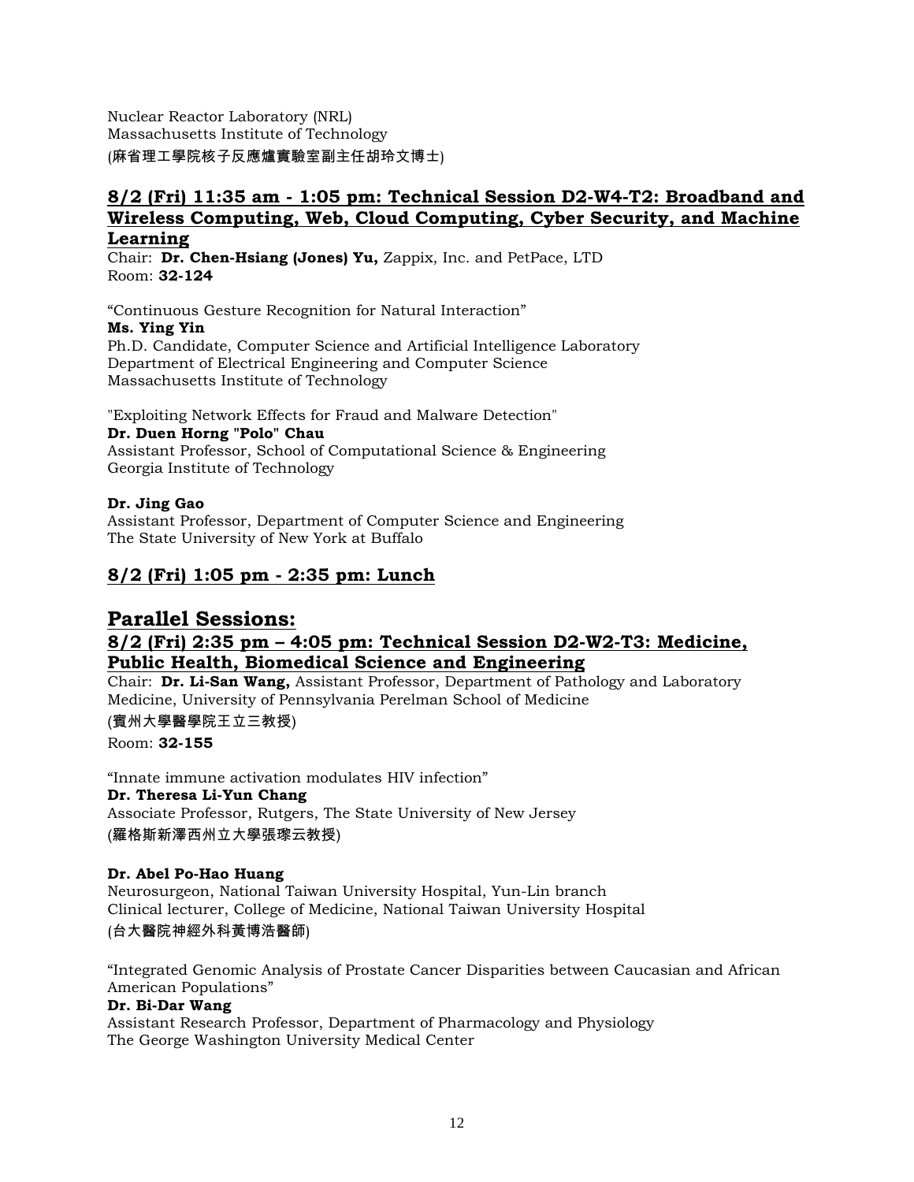Nuclear Reactor Laboratory (NRL)
Massachusetts Institute of Technology
(麻省理工學院核子反應爐實驗室副主任胡玲文博士)

## 8/2 (Fri) 11:35 am - 1:05 pm: Technical Session D2-W4-T2: Broadband and Wireless Computing, Web, Cloud Computing, Cyber Security, and Machine Learning

Chair: **Dr. Chen-Hsiang (Jones) Yu,** Zappix, Inc. and PetPace, LTD
Room: **32-124**

"Continuous Gesture Recognition for Natural Interaction"
**Ms. Ying Yin**
Ph.D. Candidate, Computer Science and Artificial Intelligence Laboratory
Department of Electrical Engineering and Computer Science
Massachusetts Institute of Technology

"Exploiting Network Effects for Fraud and Malware Detection"
**Dr. Duen Horng "Polo" Chau**
Assistant Professor, School of Computational Science & Engineering
Georgia Institute of Technology

**Dr. Jing Gao**
Assistant Professor, Department of Computer Science and Engineering
The State University of New York at Buffalo

## 8/2 (Fri) 1:05 pm - 2:35 pm: Lunch

# Parallel Sessions:

## 8/2 (Fri) 2:35 pm – 4:05 pm: Technical Session D2-W2-T3: Medicine, Public Health, Biomedical Science and Engineering

Chair: **Dr. Li-San Wang,** Assistant Professor, Department of Pathology and Laboratory Medicine, University of Pennsylvania Perelman School of Medicine
(賓州大學醫學院王立三教授)
Room: **32-155**

"Innate immune activation modulates HIV infection"
**Dr. Theresa Li-Yun Chang**
Associate Professor, Rutgers, The State University of New Jersey
(羅格斯新澤西州立大學張璨云教授)

**Dr. Abel Po-Hao Huang**
Neurosurgeon, National Taiwan University Hospital, Yun-Lin branch
Clinical lecturer, College of Medicine, National Taiwan University Hospital
(台大醫院神經外科黃博浩醫師)

"Integrated Genomic Analysis of Prostate Cancer Disparities between Caucasian and African American Populations"
**Dr. Bi-Dar Wang**
Assistant Research Professor, Department of Pharmacology and Physiology
The George Washington University Medical Center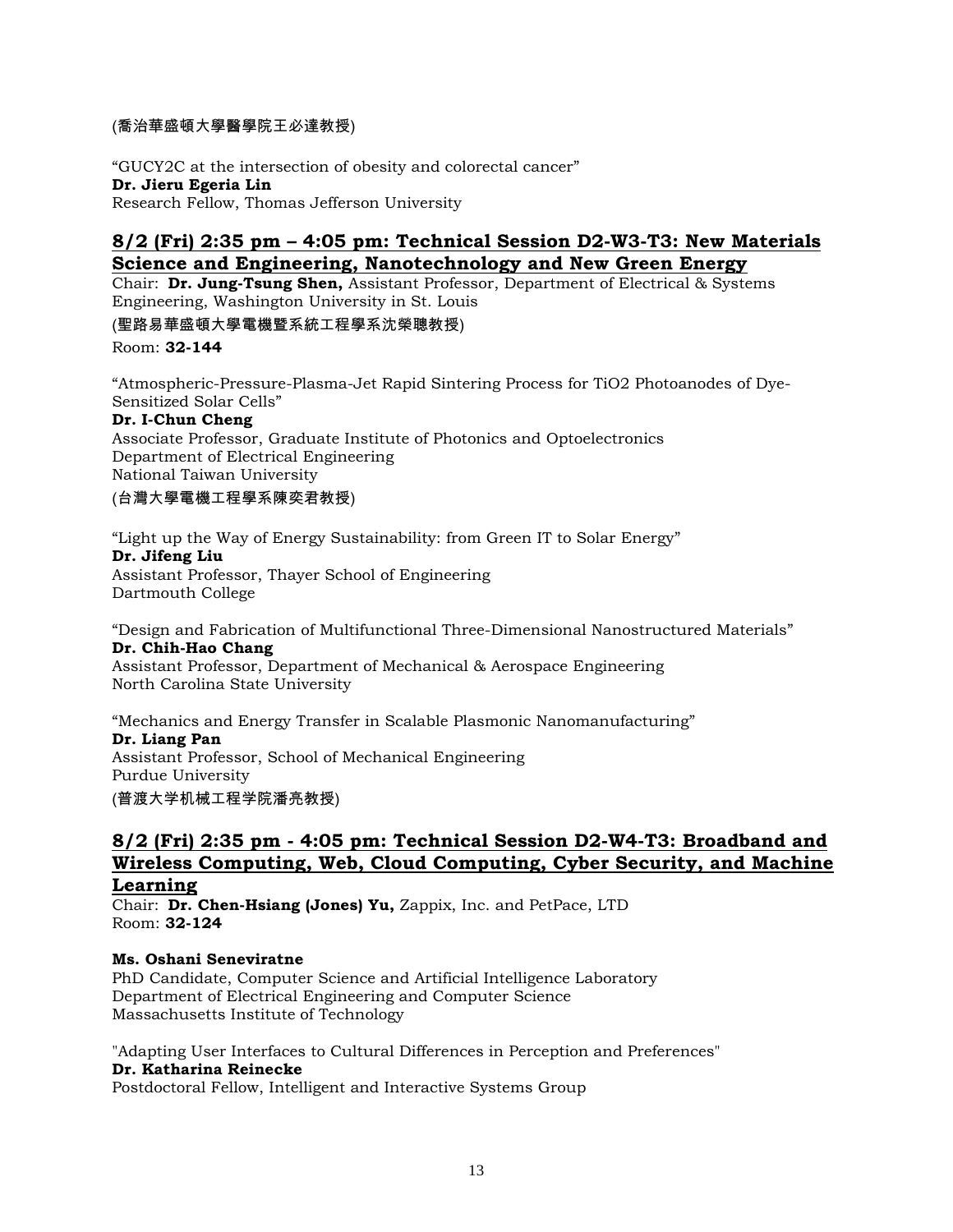(喬治華盛頓大學醫學院王必達教授)

“GUCY2C at the intersection of obesity and colorectal cancer”
**Dr. Jieru Egeria Lin**
Research Fellow, Thomas Jefferson University

## 8/2 (Fri) 2:35 pm – 4:05 pm: Technical Session D2-W3-T3: New Materials Science and Engineering, Nanotechnology and New Green Energy

Chair: **Dr. Jung-Tsung Shen,** Assistant Professor, Department of Electrical & Systems Engineering, Washington University in St. Louis
(聖路易華盛頓大學電機暨系統工程學系沈榮聰教授)
Room: **32-144**

“Atmospheric-Pressure-Plasma-Jet Rapid Sintering Process for $TiO_2$ Photoanodes of Dye-Sensitized Solar Cells”
**Dr. I-Chun Cheng**
Associate Professor, Graduate Institute of Photonics and Optoelectronics
Department of Electrical Engineering
National Taiwan University
(台灣大學電機工程學系陳奕君教授)

“Light up the Way of Energy Sustainability: from Green IT to Solar Energy”
**Dr. Jifeng Liu**
Assistant Professor, Thayer School of Engineering
Dartmouth College

“Design and Fabrication of Multifunctional Three-Dimensional Nanostructured Materials”
**Dr. Chih-Hao Chang**
Assistant Professor, Department of Mechanical & Aerospace Engineering
North Carolina State University

“Mechanics and Energy Transfer in Scalable Plasmonic Nanomanufacturing”
**Dr. Liang Pan**
Assistant Professor, School of Mechanical Engineering
Purdue University
(普渡大学机械工程学院潘亮教授)

## 8/2 (Fri) 2:35 pm - 4:05 pm: Technical Session D2-W4-T3: Broadband and Wireless Computing, Web, Cloud Computing, Cyber Security, and Machine Learning

Chair: **Dr. Chen-Hsiang (Jones) Yu,** Zappix, Inc. and PetPace, LTD
Room: **32-124**

**Ms. Oshani Seneviratne**
PhD Candidate, Computer Science and Artificial Intelligence Laboratory
Department of Electrical Engineering and Computer Science
Massachusetts Institute of Technology

"Adapting User Interfaces to Cultural Differences in Perception and Preferences"
**Dr. Katharina Reinecke**
Postdoctoral Fellow, Intelligent and Interactive Systems Group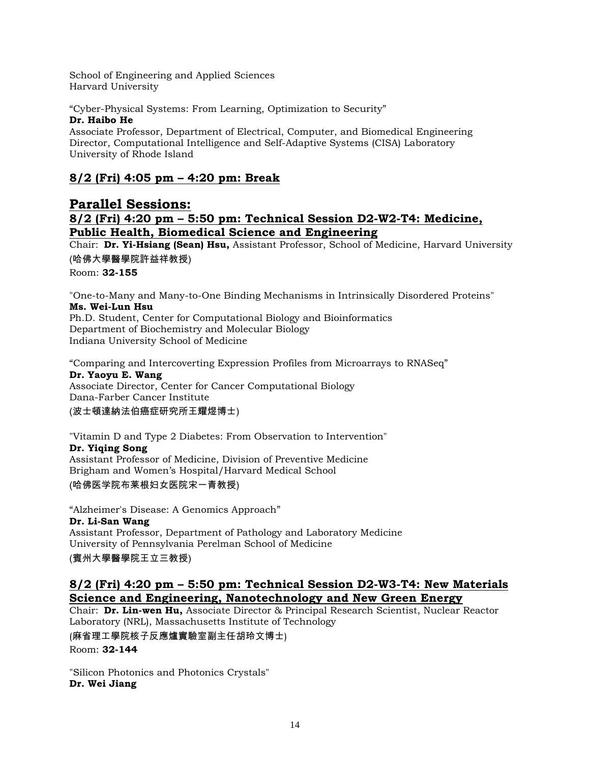School of Engineering and Applied Sciences
Harvard University

“Cyber-Physical Systems: From Learning, Optimization to Security”
**Dr. Haibo He**
Associate Professor, Department of Electrical, Computer, and Biomedical Engineering
Director, Computational Intelligence and Self-Adaptive Systems (CISA) Laboratory
University of Rhode Island

## 8/2 (Fri) 4:05 pm – 4:20 pm: Break

# Parallel Sessions:

## 8/2 (Fri) 4:20 pm – 5:50 pm: Technical Session D2-W2-T4: Medicine, Public Health, Biomedical Science and Engineering

Chair: **Dr. Yi-Hsiang (Sean) Hsu,** Assistant Professor, School of Medicine, Harvard University
(哈佛大學醫學院許益祥教授)
Room: **32-155**

"One-to-Many and Many-to-One Binding Mechanisms in Intrinsically Disordered Proteins"
**Ms. Wei-Lun Hsu**
Ph.D. Student, Center for Computational Biology and Bioinformatics
Department of Biochemistry and Molecular Biology
Indiana University School of Medicine

“Comparing and Intercoverting Expression Profiles from Microarrays to RNASeq”
**Dr. Yaoyu E. Wang**
Associate Director, Center for Cancer Computational Biology
Dana-Farber Cancer Institute
(波士頓達納法伯癌症研究所王耀煜博士)

"Vitamin D and Type 2 Diabetes: From Observation to Intervention"
**Dr. Yiqing Song**
Assistant Professor of Medicine, Division of Preventive Medicine
Brigham and Women’s Hospital/Harvard Medical School
(哈佛医学院布莱根妇女医院宋一青教授)

“Alzheimer's Disease: A Genomics Approach”
**Dr. Li-San Wang**
Assistant Professor, Department of Pathology and Laboratory Medicine
University of Pennsylvania Perelman School of Medicine
(賓州大學醫學院王立三教授)

## 8/2 (Fri) 4:20 pm – 5:50 pm: Technical Session D2-W3-T4: New Materials Science and Engineering, Nanotechnology and New Green Energy

Chair: **Dr. Lin-wen Hu,** Associate Director & Principal Research Scientist, Nuclear Reactor Laboratory (NRL), Massachusetts Institute of Technology
(麻省理工學院核子反應爐實驗室副主任胡玲文博士)
Room: **32-144**

"Silicon Photonics and Photonics Crystals"
**Dr. Wei Jiang**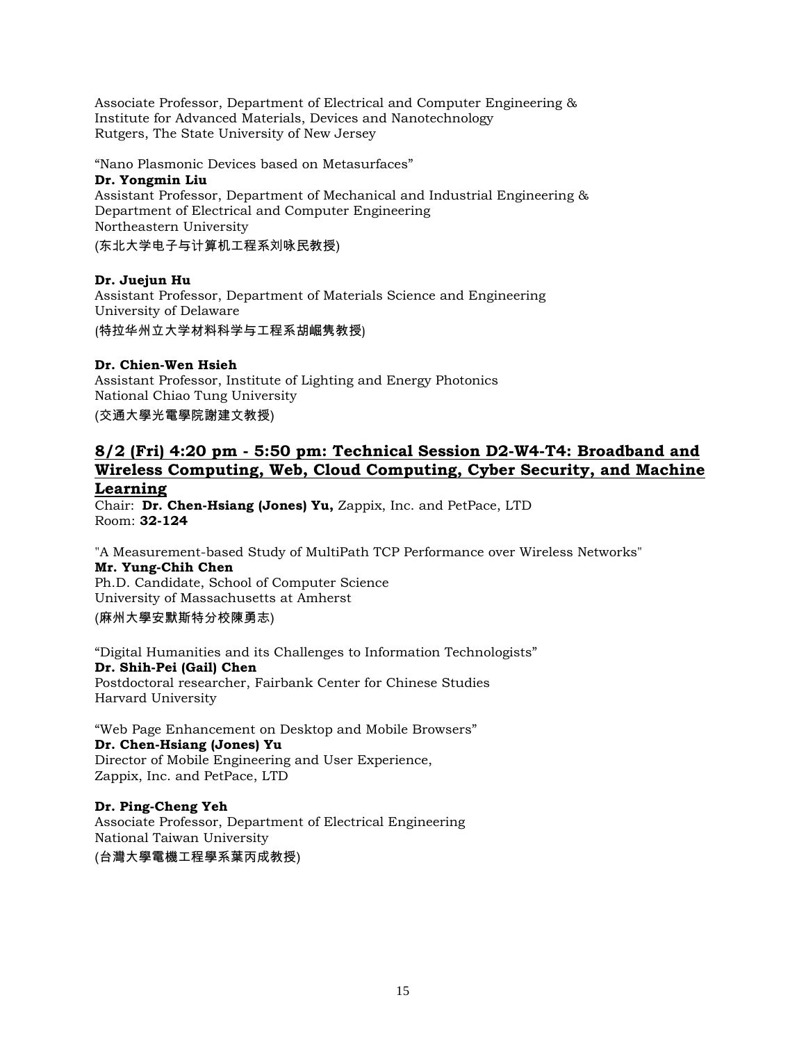Associate Professor, Department of Electrical and Computer Engineering &
Institute for Advanced Materials, Devices and Nanotechnology
Rutgers, The State University of New Jersey

"Nano Plasmonic Devices based on Metasurfaces"
**Dr. Yongmin Liu**
Assistant Professor, Department of Mechanical and Industrial Engineering &
Department of Electrical and Computer Engineering
Northeastern University
(东北大学电子与计算机工程系刘咏民教授)

**Dr. Juejun Hu**
Assistant Professor, Department of Materials Science and Engineering
University of Delaware
(特拉华州立大学材料科学与工程系胡崛隽教授)

**Dr. Chien-Wen Hsieh**
Assistant Professor, Institute of Lighting and Energy Photonics
National Chiao Tung University
(交通大學光電學院謝建文教授)

## 8/2 (Fri) 4:20 pm - 5:50 pm: Technical Session D2-W4-T4: Broadband and Wireless Computing, Web, Cloud Computing, Cyber Security, and Machine Learning

Chair: **Dr. Chen-Hsiang (Jones) Yu,** Zappix, Inc. and PetPace, LTD
Room: **32-124**

"A Measurement-based Study of MultiPath TCP Performance over Wireless Networks"
**Mr. Yung-Chih Chen**
Ph.D. Candidate, School of Computer Science
University of Massachusetts at Amherst
(麻州大學安默斯特分校陳勇志)

"Digital Humanities and its Challenges to Information Technologists"
**Dr. Shih-Pei (Gail) Chen**
Postdoctoral researcher, Fairbank Center for Chinese Studies
Harvard University

"Web Page Enhancement on Desktop and Mobile Browsers"
**Dr. Chen-Hsiang (Jones) Yu**
Director of Mobile Engineering and User Experience,
Zappix, Inc. and PetPace, LTD

**Dr. Ping-Cheng Yeh**
Associate Professor, Department of Electrical Engineering
National Taiwan University
(台灣大學電機工程學系葉丙成教授)